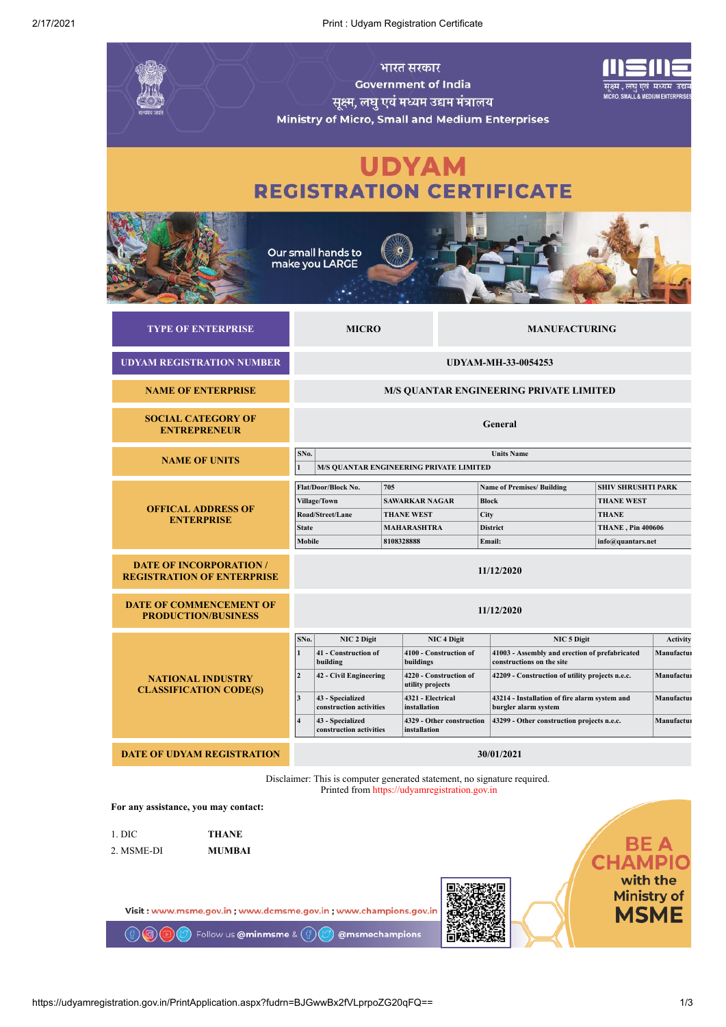भारत सरकार

Government of India

सूक्ष्म, लघु एवं मध्यम उद्यम मंत्रालय

Ministry of Micro, Small and Medium Enterprises

# UDYAM REGISTRATION CERTIFICATE

Our small hands to make you LARGE

| TYPE OF ENTERPRISE | MICRO | MANUFACTURING |
|---|---|---|
| UDYAM REGISTRATION NUMBER | UDYAM-MH-33-0054253 | |
| NAME OF ENTERPRISE | M/S QUANTAR ENGINEERING PRIVATE LIMITED | |
| SOCIAL CATEGORY OF ENTREPRENEUR | General | |

**NAME OF UNITS**

| SNo. | Units Name |
|---|---|
| 1 | M/S QUANTAR ENGINEERING PRIVATE LIMITED |

**OFFICAL ADDRESS OF ENTERPRISE**

| Flat/Door/Block No. | 705 | Name of Premises/ Building | SHIV SHRUSHTI PARK |
|---|---|---|---|
| Village/Town | SAWARKAR NAGAR | Block | THANE WEST |
| Road/Street/Lane | THANE WEST | City | THANE |
| State | MAHARASHTRA | District | THANE , Pin 400606 |
| Mobile | 8108328888 | Email: | info@quantars.net |

| DATE OF INCORPORATION / REGISTRATION OF ENTERPRISE | 11/12/2020 |
|---|---|
| DATE OF COMMENCEMENT OF PRODUCTION/BUSINESS | 11/12/2020 |

**NATIONAL INDUSTRY CLASSIFICATION CODE(S)**

| SNo. | NIC 2 Digit | NIC 4 Digit | NIC 5 Digit | Activity |
|---|---|---|---|---|
| 1 | 41 - Construction of building | 4100 - Construction of buildings | 41003 - Assembly and erection of prefabricated constructions on the site | Manufactur |
| 2 | 42 - Civil Engineering | 4220 - Construction of utility projects | 42209 - Construction of utility projects n.e.c. | Manufactur |
| 3 | 43 - Specialized construction activities | 4321 - Electrical installation | 43214 - Installation of fire alarm system and burgler alarm system | Manufactur |
| 4 | 43 - Specialized construction activities | 4329 - Other construction installation | 43299 - Other construction projects n.e.c. | Manufactur |

| DATE OF UDYAM REGISTRATION | 30/01/2021 |
|---|---|

Disclaimer: This is computer generated statement, no signature required.
Printed from https://udyamregistration.gov.in

**For any assistance, you may contact:**

1. DIC **THANE**
2. MSME-DI **MUMBAI**

Visit : www.msme.gov.in ; www.dcmsme.gov.in ; www.champions.gov.in

Follow us @minmsme & @msmechampions

BE A CHAMPIO with the Ministry of MSME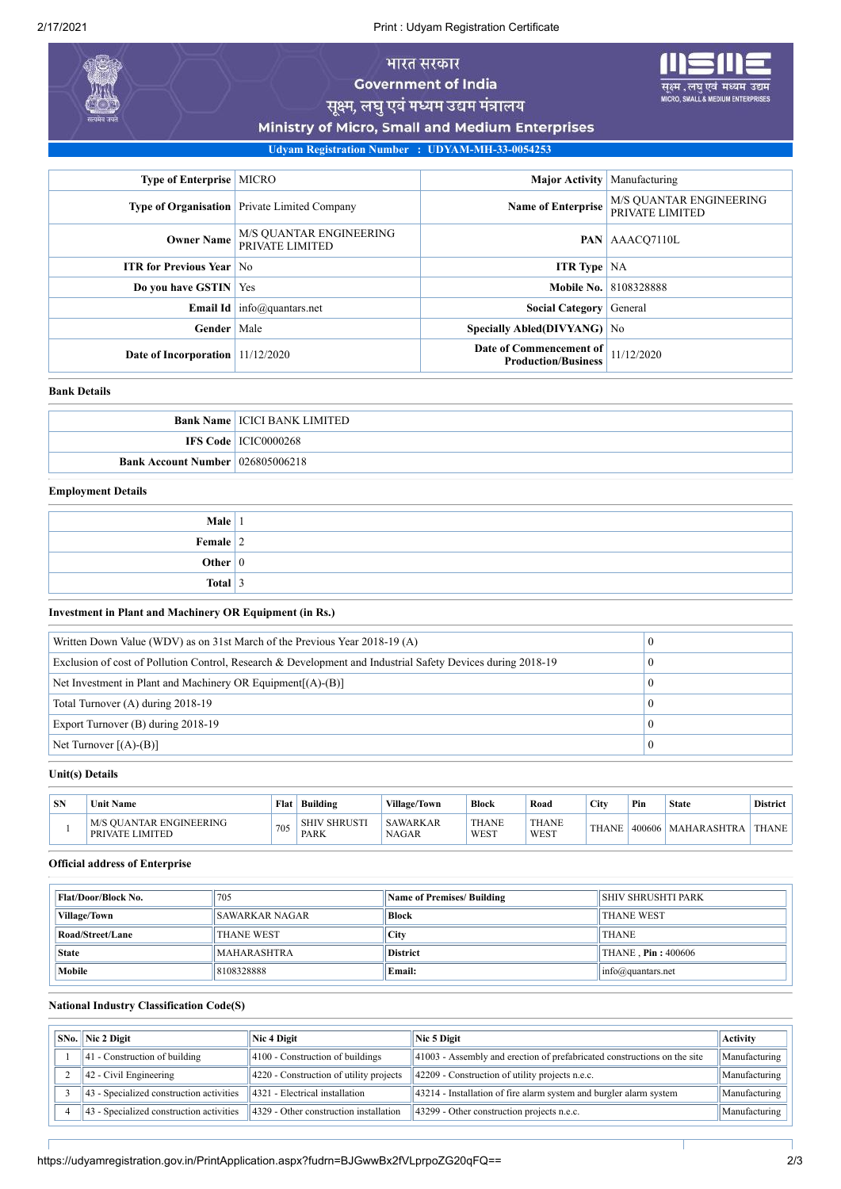भारत सरकार

Government of India

सूक्ष्म, लघु एवं मध्यम उद्यम मंत्रालय

Ministry of Micro, Small and Medium Enterprises

**Udyam Registration Number : UDYAM-MH-33-0054253**

| | | | |
|---|---|---|---|
| **Type of Enterprise** | MICRO | **Major Activity** | Manufacturing |
| **Type of Organisation** | Private Limited Company | **Name of Enterprise** | M/S QUANTAR ENGINEERING PRIVATE LIMITED |
| **Owner Name** | M/S QUANTAR ENGINEERING PRIVATE LIMITED | **PAN** | AAACQ7110L |
| **ITR for Previous Year** | No | **ITR Type** | NA |
| **Do you have GSTIN** | Yes | **Mobile No.** | 8108328888 |
| **Email Id** | info@quantars.net | **Social Category** | General |
| **Gender** | Male | **Specially Abled(DIVYANG)** | No |
| **Date of Incorporation** | 11/12/2020 | **Date of Commencement of Production/Business** | 11/12/2020 |

### Bank Details

| | |
|---|---|
| **Bank Name** | ICICI BANK LIMITED |
| **IFS Code** | ICIC0000268 |
| **Bank Account Number** | 026805006218 |

### Employment Details

| | |
|---|---|
| **Male** | 1 |
| **Female** | 2 |
| **Other** | 0 |
| **Total** | 3 |

### Investment in Plant and Machinery OR Equipment (in Rs.)

| | |
|---|---|
| Written Down Value (WDV) as on 31st March of the Previous Year 2018-19 (A) | 0 |
| Exclusion of cost of Pollution Control, Research & Development and Industrial Safety Devices during 2018-19 | 0 |
| Net Investment in Plant and Machinery OR Equipment[(A)-(B)] | 0 |
| Total Turnover (A) during 2018-19 | 0 |
| Export Turnover (B) during 2018-19 | 0 |
| Net Turnover [(A)-(B)] | 0 |

### Unit(s) Details

| SN | Unit Name | Flat | Building | Village/Town | Block | Road | City | Pin | State | District |
|---|---|---|---|---|---|---|---|---|---|---|
| 1 | M/S QUANTAR ENGINEERING PRIVATE LIMITED | 705 | SHIV SHRUSTI PARK | SAWARKAR NAGAR | THANE WEST | THANE WEST | THANE | 400606 | MAHARASHTRA | THANE |

### Official address of Enterprise

| | | | |
|---|---|---|---|
| **Flat/Door/Block No.** | 705 | **Name of Premises/ Building** | SHIV SHRUSHTI PARK |
| **Village/Town** | SAWARKAR NAGAR | **Block** | THANE WEST |
| **Road/Street/Lane** | THANE WEST | **City** | THANE |
| **State** | MAHARASHTRA | **District** | THANE , **Pin :** 400606 |
| **Mobile** | 8108328888 | **Email:** | info@quantars.net |

### National Industry Classification Code(S)

| SNo. | Nic 2 Digit | Nic 4 Digit | Nic 5 Digit | Activity |
|---|---|---|---|---|
| 1 | 41 - Construction of building | 4100 - Construction of buildings | 41003 - Assembly and erection of prefabricated constructions on the site | Manufacturing |
| 2 | 42 - Civil Engineering | 4220 - Construction of utility projects | 42209 - Construction of utility projects n.e.c. | Manufacturing |
| 3 | 43 - Specialized construction activities | 4321 - Electrical installation | 43214 - Installation of fire alarm system and burgler alarm system | Manufacturing |
| 4 | 43 - Specialized construction activities | 4329 - Other construction installation | 43299 - Other construction projects n.e.c. | Manufacturing |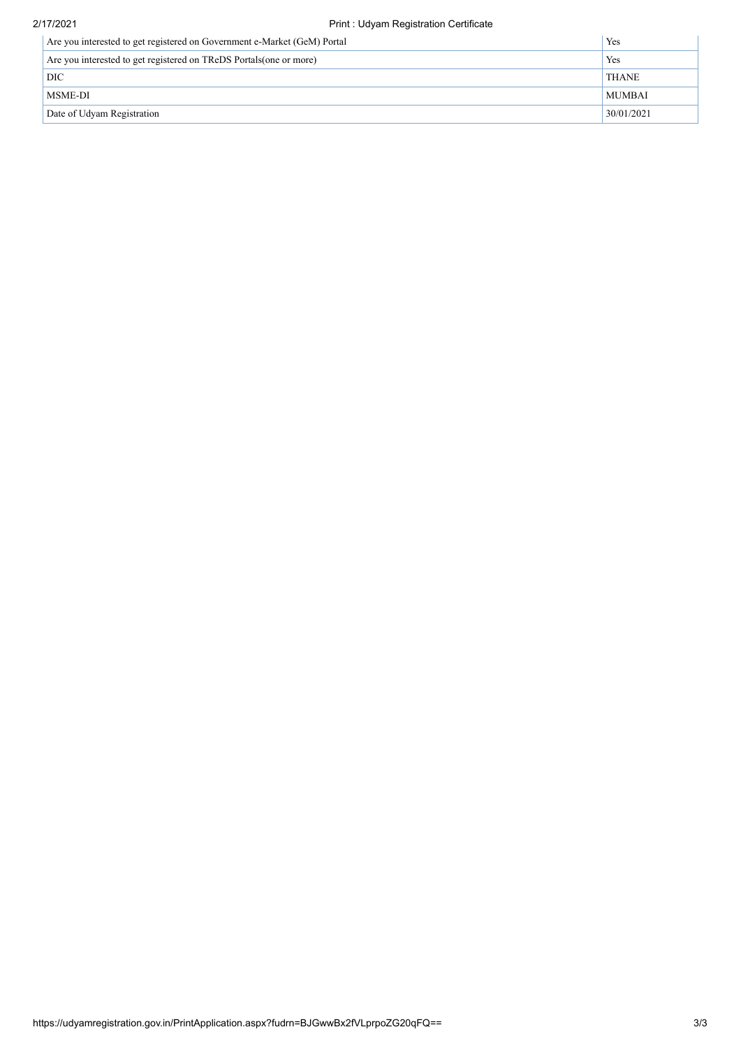| | |
|---|---|
| Are you interested to get registered on Government e-Market (GeM) Portal | Yes |
| Are you interested to get registered on TReDS Portals(one or more) | Yes |
| DIC | THANE |
| MSME-DI | MUMBAI |
| Date of Udyam Registration | 30/01/2021 |